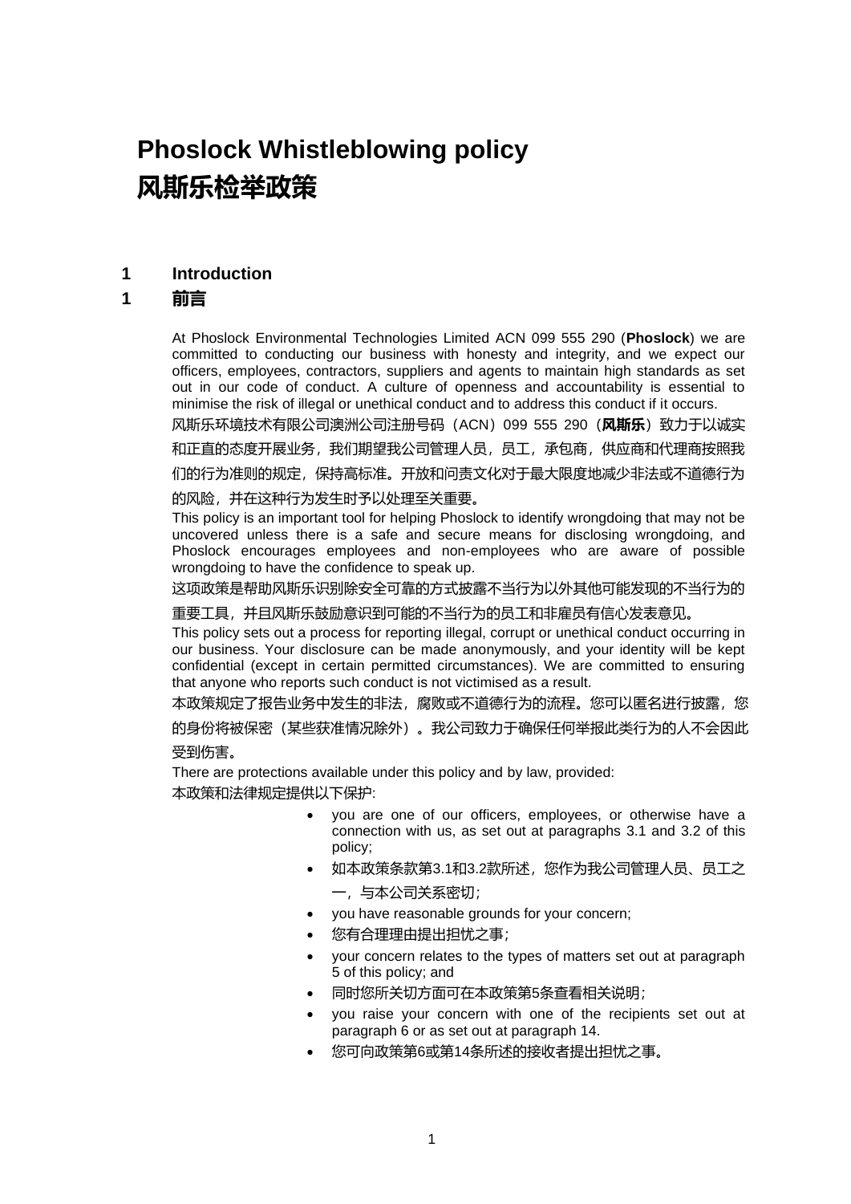# Phoslock Whistleblowing policy
# 风斯乐检举政策

## 1 Introduction
## 1 前言

At Phoslock Environmental Technologies Limited ACN 099 555 290 (**Phoslock**) we are committed to conducting our business with honesty and integrity, and we expect our officers, employees, contractors, suppliers and agents to maintain high standards as set out in our code of conduct. A culture of openness and accountability is essential to minimise the risk of illegal or unethical conduct and to address this conduct if it occurs.

风斯乐环境技术有限公司澳洲公司注册号码（ACN）099 555 290（**风斯乐**）致力于以诚实和正直的态度开展业务，我们期望我公司管理人员，员工，承包商，供应商和代理商按照我们的行为准则的规定，保持高标准。开放和问责文化对于最大限度地减少非法或不道德行为的风险，并在这种行为发生时予以处理至关重要。

This policy is an important tool for helping Phoslock to identify wrongdoing that may not be uncovered unless there is a safe and secure means for disclosing wrongdoing, and Phoslock encourages employees and non-employees who are aware of possible wrongdoing to have the confidence to speak up.

这项政策是帮助风斯乐识别除安全可靠的方式披露不当行为以外其他可能发现的不当行为的重要工具，并且风斯乐鼓励意识到可能的不当行为的员工和非雇员有信心发表意见。

This policy sets out a process for reporting illegal, corrupt or unethical conduct occurring in our business. Your disclosure can be made anonymously, and your identity will be kept confidential (except in certain permitted circumstances). We are committed to ensuring that anyone who reports such conduct is not victimised as a result.

本政策规定了报告业务中发生的非法，腐败或不道德行为的流程。您可以匿名进行披露，您的身份将被保密（某些获准情况除外）。我公司致力于确保任何举报此类行为的人不会因此受到伤害。

There are protections available under this policy and by law, provided:

本政策和法律规定提供以下保护:

- you are one of our officers, employees, or otherwise have a connection with us, as set out at paragraphs 3.1 and 3.2 of this policy;
- 如本政策条款第3.1和3.2款所述，您作为我公司管理人员、员工之一，与本公司关系密切;
- you have reasonable grounds for your concern;
- 您有合理理由提出担忧之事;
- your concern relates to the types of matters set out at paragraph 5 of this policy; and
- 同时您所关切方面可在本政策第5条查看相关说明;
- you raise your concern with one of the recipients set out at paragraph 6 or as set out at paragraph 14.
- 您可向政策第6或第14条所述的接收者提出担忧之事。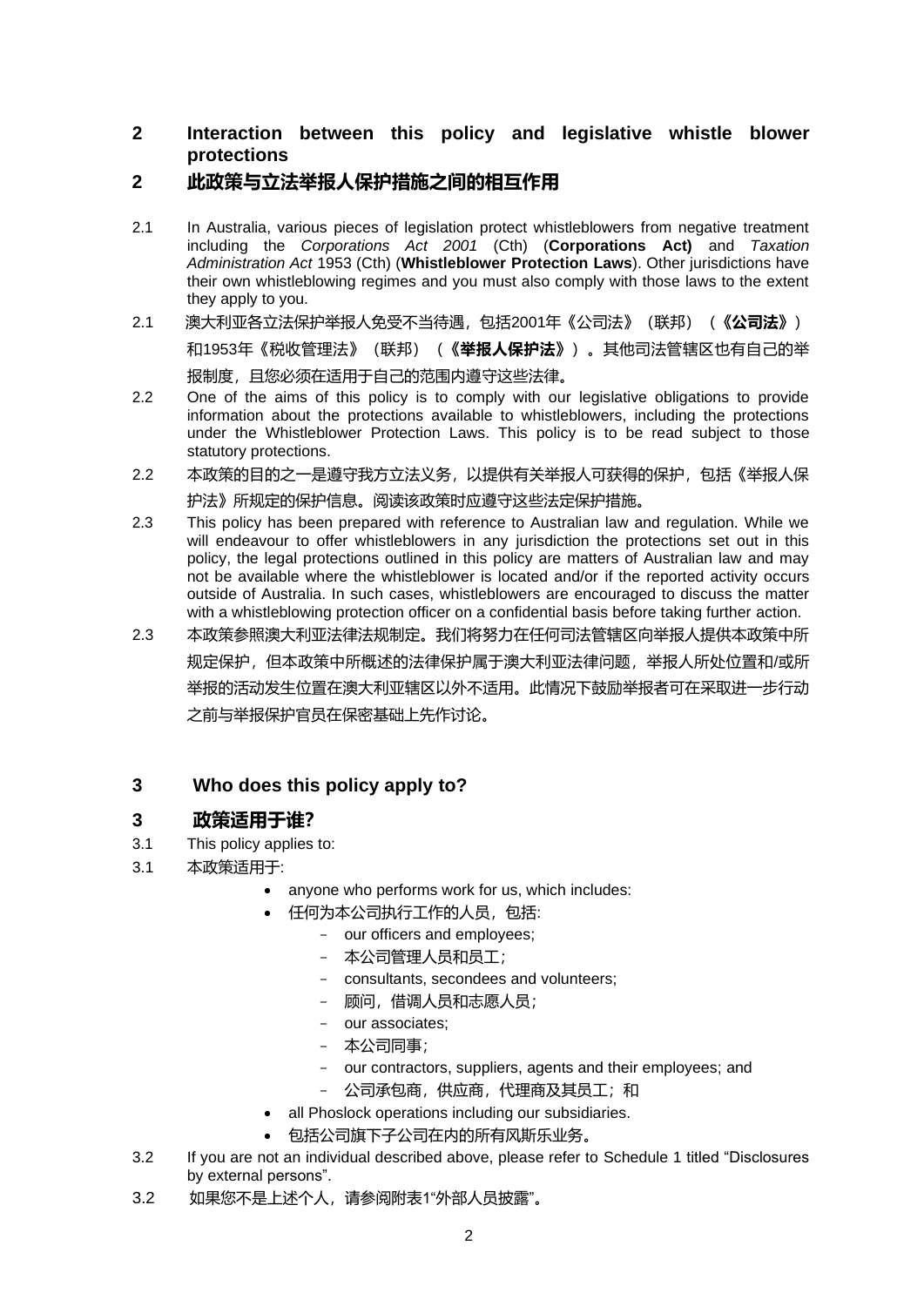## 2 Interaction between this policy and legislative whistle blower protections

## 2 此政策与立法举报人保护措施之间的相互作用

2.1 In Australia, various pieces of legislation protect whistleblowers from negative treatment including the *Corporations Act 2001* (Cth) (**Corporations Act)** and *Taxation Administration Act* 1953 (Cth) (**Whistleblower Protection Laws**). Other jurisdictions have their own whistleblowing regimes and you must also comply with those laws to the extent they apply to you.

2.1 澳大利亚各立法保护举报人免受不当待遇，包括2001年《公司法》（联邦）（**《公司法》**）和1953年《税收管理法》（联邦）（**《举报人保护法》**）。其他司法管辖区也有自己的举报制度，且您必须在适用于自己的范围内遵守这些法律。

2.2 One of the aims of this policy is to comply with our legislative obligations to provide information about the protections available to whistleblowers, including the protections under the Whistleblower Protection Laws. This policy is to be read subject to those statutory protections.

2.2 本政策的目的之一是遵守我方立法义务，以提供有关举报人可获得的保护，包括《举报人保护法》所规定的保护信息。阅读该政策时应遵守这些法定保护措施。

2.3 This policy has been prepared with reference to Australian law and regulation. While we will endeavour to offer whistleblowers in any jurisdiction the protections set out in this policy, the legal protections outlined in this policy are matters of Australian law and may not be available where the whistleblower is located and/or if the reported activity occurs outside of Australia. In such cases, whistleblowers are encouraged to discuss the matter with a whistleblowing protection officer on a confidential basis before taking further action.

2.3 本政策参照澳大利亚法律法规制定。我们将努力在任何司法管辖区向举报人提供本政策中所规定保护，但本政策中所概述的法律保护属于澳大利亚法律问题，举报人所处位置和/或所举报的活动发生位置在澳大利亚辖区以外不适用。此情况下鼓励举报者可在采取进一步行动之前与举报保护官员在保密基础上先作讨论。

## 3 Who does this policy apply to?

## 3 政策适用于谁?

3.1 This policy applies to:

3.1 本政策适用于:

- anyone who performs work for us, which includes:
- 任何为本公司执行工作的人员，包括:
  - our officers and employees;
  - 本公司管理人员和员工;
  - consultants, secondees and volunteers;
  - 顾问，借调人员和志愿人员;
  - our associates;
  - 本公司同事;
  - our contractors, suppliers, agents and their employees; and
  - 公司承包商，供应商，代理商及其员工；和
- all Phoslock operations including our subsidiaries.
- 包括公司旗下子公司在内的所有风斯乐业务。

3.2 If you are not an individual described above, please refer to Schedule 1 titled "Disclosures by external persons".

3.2 如果您不是上述个人，请参阅附表1"外部人员披露"。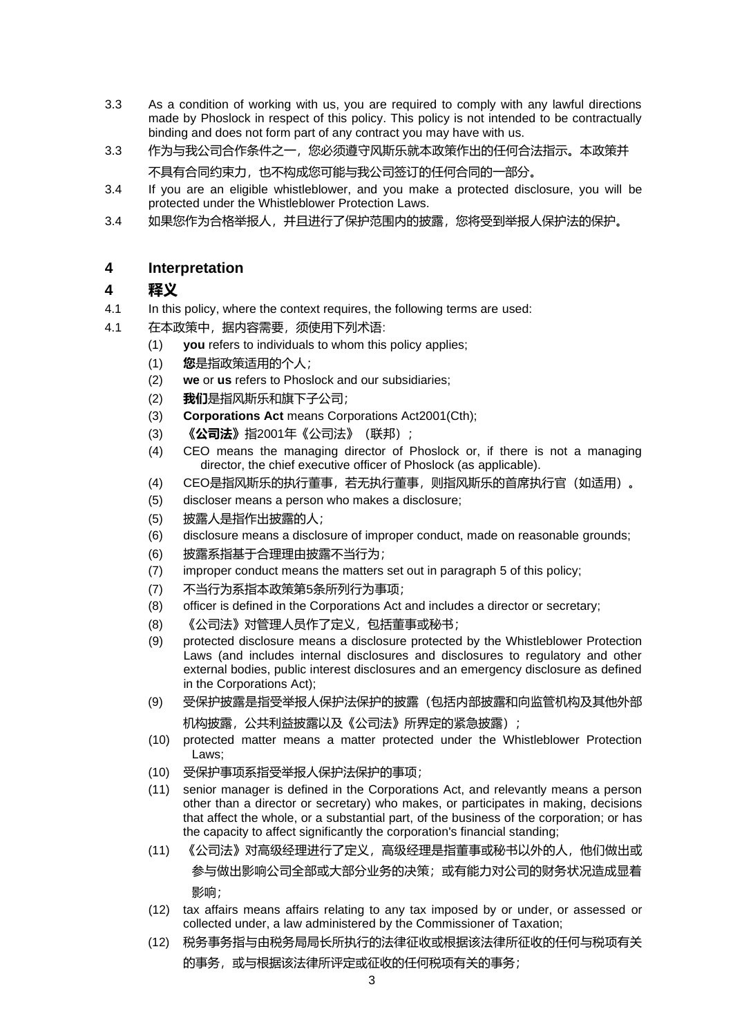3.3 As a condition of working with us, you are required to comply with any lawful directions made by Phoslock in respect of this policy. This policy is not intended to be contractually binding and does not form part of any contract you may have with us.

3.3 作为与我公司合作条件之一，您必须遵守风斯乐就本政策作出的任何合法指示。本政策并不具有合同约束力，也不构成您可能与我公司签订的任何合同的一部分。

3.4 If you are an eligible whistleblower, and you make a protected disclosure, you will be protected under the Whistleblower Protection Laws.

3.4 如果您作为合格举报人，并且进行了保护范围内的披露，您将受到举报人保护法的保护。

## 4 Interpretation

## 4 释义

4.1 In this policy, where the context requires, the following terms are used:

4.1 在本政策中，据内容需要，须使用下列术语:

(1) **you** refers to individuals to whom this policy applies;

(1) **您**是指政策适用的个人;

(2) **we** or **us** refers to Phoslock and our subsidiaries;

(2) **我们**是指风斯乐和旗下子公司;

(3) **Corporations Act** means Corporations Act2001(Cth);

(3) **《公司法》**指2001年《公司法》（联邦）;

(4) CEO means the managing director of Phoslock or, if there is not a managing director, the chief executive officer of Phoslock (as applicable).

(4) CEO是指风斯乐的执行董事，若无执行董事，则指风斯乐的首席执行官（如适用）。

(5) discloser means a person who makes a disclosure;

(5) 披露人是指作出披露的人;

(6) disclosure means a disclosure of improper conduct, made on reasonable grounds;

(6) 披露系指基于合理理由披露不当行为;

(7) improper conduct means the matters set out in paragraph 5 of this policy;

(7) 不当行为系指本政策第5条所列行为事项;

(8) officer is defined in the Corporations Act and includes a director or secretary;

(8) 《公司法》对管理人员作了定义，包括董事或秘书;

(9) protected disclosure means a disclosure protected by the Whistleblower Protection Laws (and includes internal disclosures and disclosures to regulatory and other external bodies, public interest disclosures and an emergency disclosure as defined in the Corporations Act);

(9) 受保护披露是指受举报人保护法保护的披露（包括内部披露和向监管机构及其他外部机构披露，公共利益披露以及《公司法》所界定的紧急披露）;

(10) protected matter means a matter protected under the Whistleblower Protection Laws;

(10) 受保护事项系指受举报人保护法保护的事项;

(11) senior manager is defined in the Corporations Act, and relevantly means a person other than a director or secretary) who makes, or participates in making, decisions that affect the whole, or a substantial part, of the business of the corporation; or has the capacity to affect significantly the corporation's financial standing;

(11) 《公司法》对高级经理进行了定义，高级经理是指董事或秘书以外的人，他们做出或参与做出影响公司全部或大部分业务的决策；或有能力对公司的财务状况造成显着影响;

(12) tax affairs means affairs relating to any tax imposed by or under, or assessed or collected under, a law administered by the Commissioner of Taxation;

(12) 税务事务指与由税务局局长所执行的法律征收或根据该法律所征收的任何与税项有关的事务，或与根据该法律所评定或征收的任何税项有关的事务;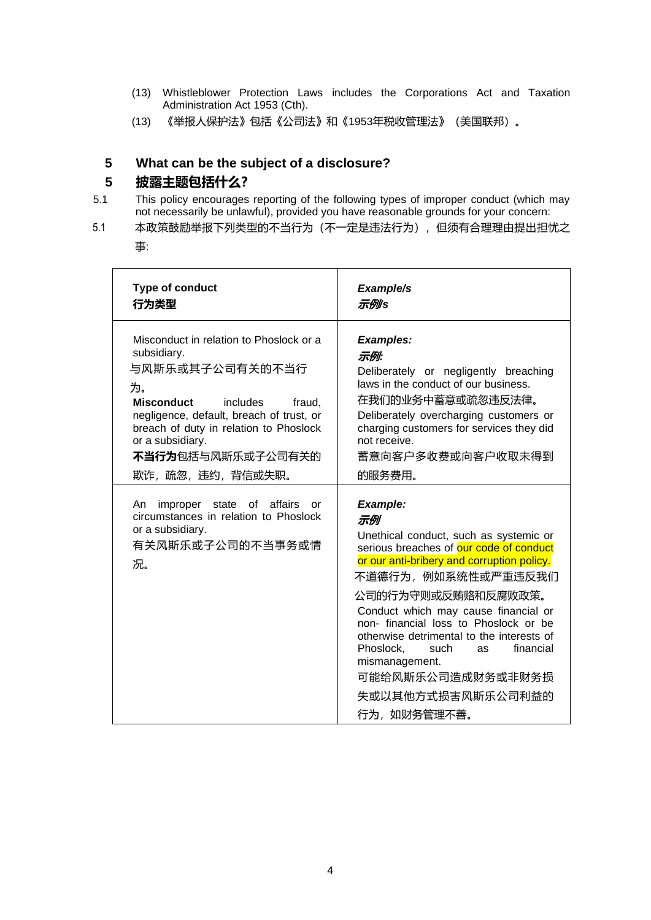(13) Whistleblower Protection Laws includes the Corporations Act and Taxation Administration Act 1953 (Cth).

(13) 《举报人保护法》包括《公司法》和《1953年税收管理法》（美国联邦）。

## 5 What can be the subject of a disclosure?

## 5 披露主题包括什么?

5.1 This policy encourages reporting of the following types of improper conduct (which may not necessarily be unlawful), provided you have reasonable grounds for your concern:

5.1 本政策鼓励举报下列类型的不当行为（不一定是违法行为），但须有合理理由提出担忧之事:

| **Type of conduct**<br>**行为类型** | ***Example/s***<br>***示例/s*** |
|---|---|
| Misconduct in relation to Phoslock or a subsidiary.<br>与风斯乐或其子公司有关的不当行为。<br>**Misconduct** includes fraud, negligence, default, breach of trust, or breach of duty in relation to Phoslock or a subsidiary.<br>**不当行为**包括与风斯乐或子公司有关的欺诈，疏忽，违约，背信或失职。 | ***Examples:***<br>***示例:***<br>Deliberately or negligently breaching laws in the conduct of our business.<br>在我们的业务中蓄意或疏忽违反法律。<br>Deliberately overcharging customers or charging customers for services they did not receive.<br>蓄意向客户多收费或向客户收取未得到的服务费用。 |
| An improper state of affairs or circumstances in relation to Phoslock or a subsidiary.<br>有关风斯乐或子公司的不当事务或情况。 | ***Example:***<br>***示例***<br>Unethical conduct, such as systemic or serious breaches of our code of conduct or our anti-bribery and corruption policy.<br>不道德行为，例如系统性或严重违反我们公司的行为守则或反贿赂和反腐败政策。<br>Conduct which may cause financial or non- financial loss to Phoslock or be otherwise detrimental to the interests of Phoslock, such as financial mismanagement.<br>可能给风斯乐公司造成财务或非财务损失或以其他方式损害风斯乐公司利益的行为，如财务管理不善。 |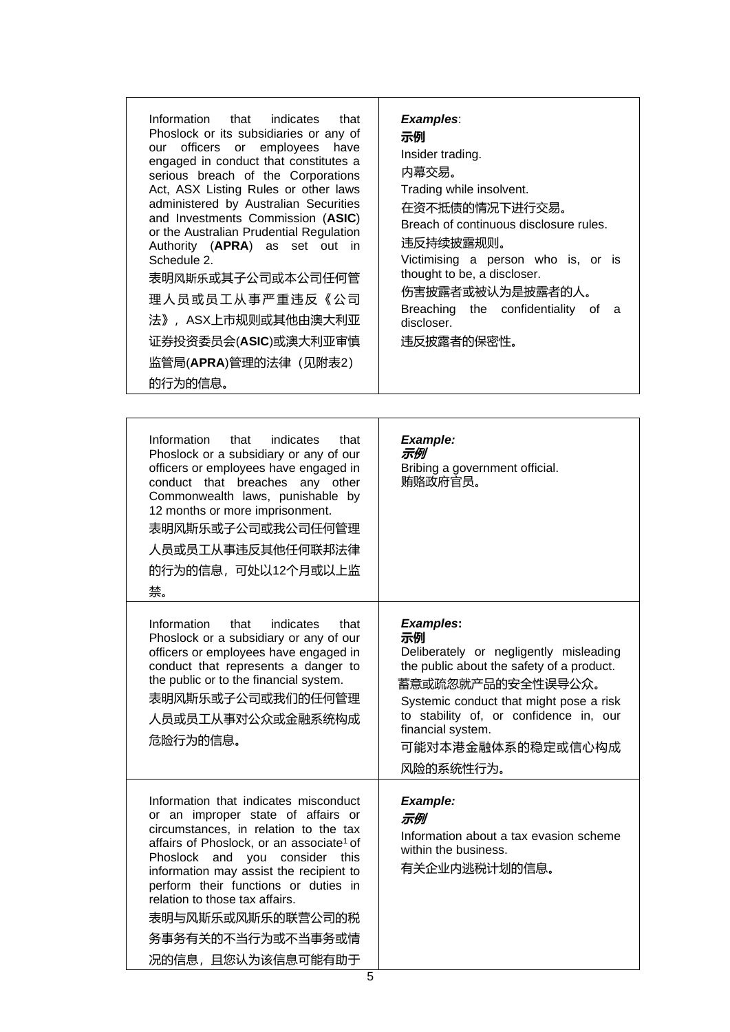| | |
|---|---|
| Information that indicates that Phoslock or its subsidiaries or any of our officers or employees have engaged in conduct that constitutes a serious breach of the Corporations Act, ASX Listing Rules or other laws administered by Australian Securities and Investments Commission (**ASIC**) or the Australian Prudential Regulation Authority (**APRA**) as set out in Schedule 2.<br>表明风斯乐或其子公司或本公司任何管理人员或员工从事严重违反《公司法》，ASX上市规则或其他由澳大利亚证券投资委员会(**ASIC**)或澳大利亚审慎监管局(**APRA**)管理的法律（见附表2）的行为的信息。 | ***Examples***:<br>***示例***<br>Insider trading.<br>内幕交易。<br>Trading while insolvent.<br>在资不抵债的情况下进行交易。<br>Breach of continuous disclosure rules.<br>违反持续披露规则。<br>Victimising a person who is, or is thought to be, a discloser.<br>伤害披露者或被认为是披露者的人。<br>Breaching the confidentiality of a discloser.<br>违反披露者的保密性。 |

| | |
|---|---|
| Information that indicates that Phoslock or a subsidiary or any of our officers or employees have engaged in conduct that breaches any other Commonwealth laws, punishable by 12 months or more imprisonment.<br>表明风斯乐或子公司或我公司任何管理人员或员工从事违反其他任何联邦法律的行为的信息，可处以12个月或以上监禁。 | ***Example:***<br>***示例***<br>Bribing a government official.<br>贿赂政府官员。 |
| Information that indicates that Phoslock or a subsidiary or any of our officers or employees have engaged in conduct that represents a danger to the public or to the financial system.<br>表明风斯乐或子公司或我们的任何管理人员或员工从事对公众或金融系统构成危险行为的信息。 | ***Examples*****:**<br>***示例***<br>Deliberately or negligently misleading the public about the safety of a product.<br>蓄意或疏忽就产品的安全性误导公众。<br>Systemic conduct that might pose a risk to stability of, or confidence in, our financial system.<br>可能对本港金融体系的稳定或信心构成风险的系统性行为。 |
| Information that indicates misconduct or an improper state of affairs or circumstances, in relation to the tax affairs of Phoslock, or an associate[1] of Phoslock and you consider this information may assist the recipient to perform their functions or duties in relation to those tax affairs.<br>表明与风斯乐或风斯乐的联营公司的税务事务有关的不当行为或不当事务或情况的信息，且您认为该信息可能有助于 | ***Example:***<br>***示例***<br>Information about a tax evasion scheme within the business.<br>有关企业内逃税计划的信息。 |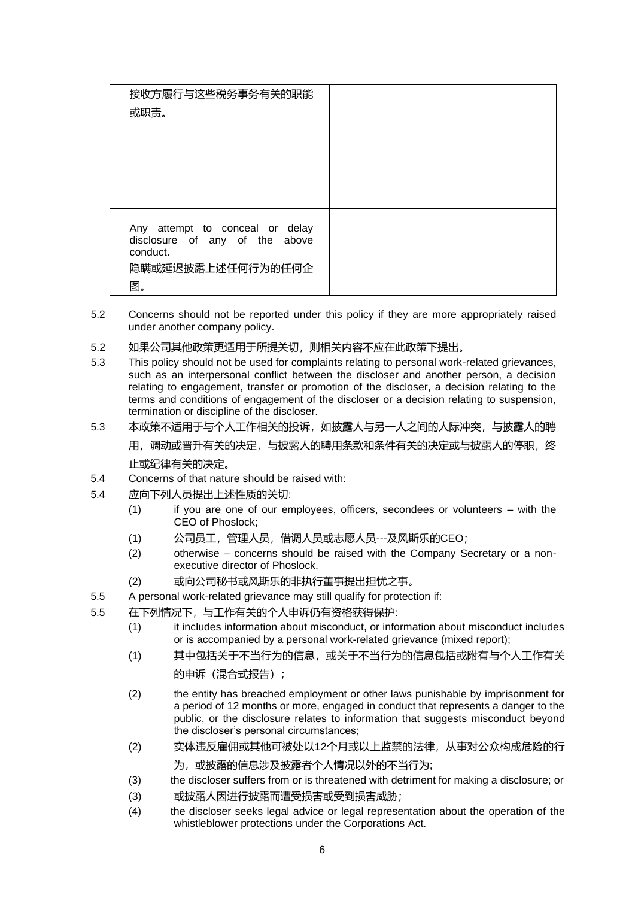| | |
|---|---|
| 接收方履行与这些税务事务有关的职能或职责。 | |
| Any attempt to conceal or delay disclosure of any of the above conduct.<br>隐瞒或延迟披露上述任何行为的任何企图。 | |

5.2 Concerns should not be reported under this policy if they are more appropriately raised under another company policy.

5.2 如果公司其他政策更适用于所提关切，则相关内容不应在此政策下提出。

5.3 This policy should not be used for complaints relating to personal work-related grievances, such as an interpersonal conflict between the discloser and another person, a decision relating to engagement, transfer or promotion of the discloser, a decision relating to the terms and conditions of engagement of the discloser or a decision relating to suspension, termination or discipline of the discloser.

5.3 本政策不适用于与个人工作相关的投诉，如披露人与另一人之间的人际冲突，与披露人的聘用，调动或晋升有关的决定，与披露人的聘用条款和条件有关的决定或与披露人的停职，终止或纪律有关的决定。

5.4 Concerns of that nature should be raised with:

5.4 应向下列人员提出上述性质的关切:

(1) if you are one of our employees, officers, secondees or volunteers – with the CEO of Phoslock;

(1) 公司员工，管理人员，借调人员或志愿人员---及风斯乐的CEO；

(2) otherwise – concerns should be raised with the Company Secretary or a non-executive director of Phoslock.

(2) 或向公司秘书或风斯乐的非执行董事提出担忧之事。

5.5 A personal work-related grievance may still qualify for protection if:

5.5 在下列情况下，与工作有关的个人申诉仍有资格获得保护:

(1) it includes information about misconduct, or information about misconduct includes or is accompanied by a personal work-related grievance (mixed report);

(1) 其中包括关于不当行为的信息，或关于不当行为的信息包括或附有与个人工作有关的申诉（混合式报告）；

(2) the entity has breached employment or other laws punishable by imprisonment for a period of 12 months or more, engaged in conduct that represents a danger to the public, or the disclosure relates to information that suggests misconduct beyond the discloser's personal circumstances;

(2) 实体违反雇佣或其他可被处以12个月或以上监禁的法律，从事对公众构成危险的行为，或披露的信息涉及披露者个人情况以外的不当行为;

(3) the discloser suffers from or is threatened with detriment for making a disclosure; or

(3) 或披露人因进行披露而遭受损害或受到损害威胁；

(4) the discloser seeks legal advice or legal representation about the operation of the whistleblower protections under the Corporations Act.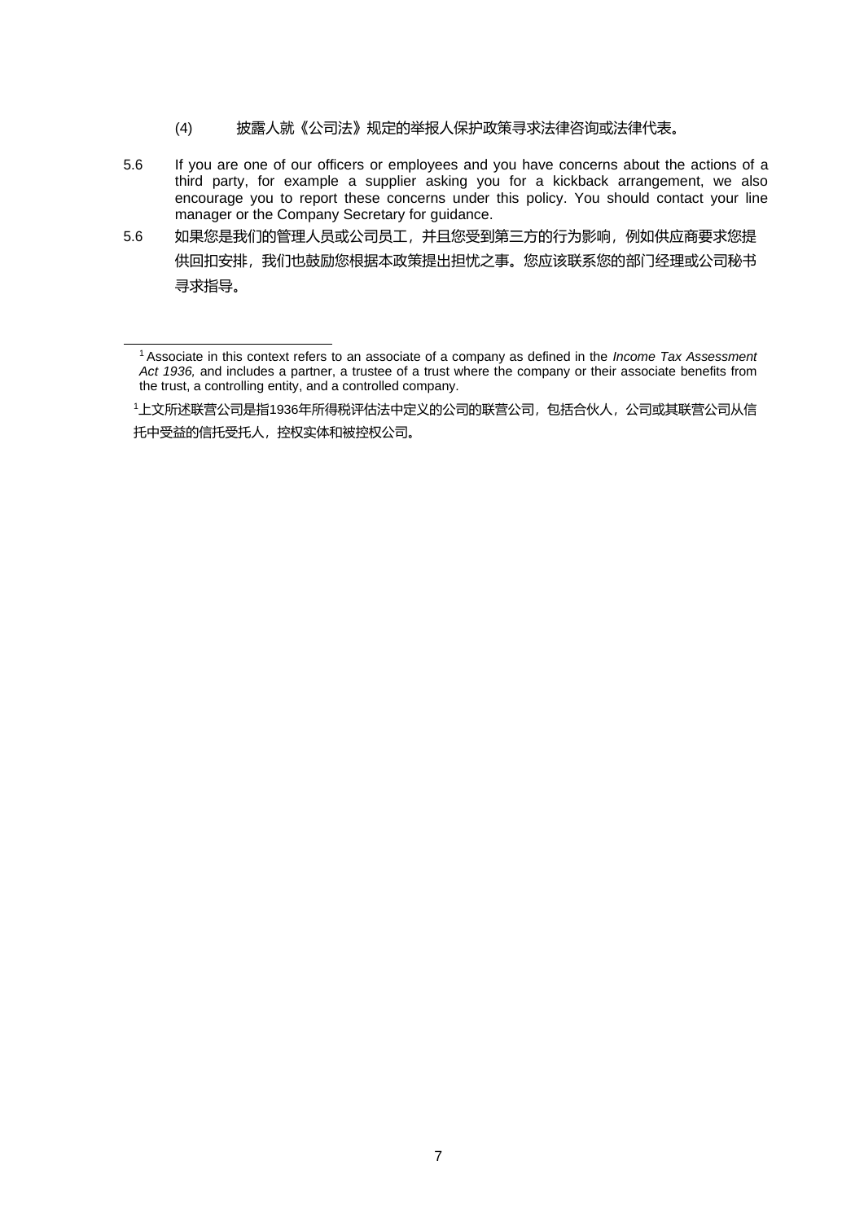(4)　　披露人就《公司法》规定的举报人保护政策寻求法律咨询或法律代表。

5.6　　If you are one of our officers or employees and you have concerns about the actions of a third party, for example a supplier asking you for a kickback arrangement, we also encourage you to report these concerns under this policy. You should contact your line manager or the Company Secretary for guidance.

5.6　　如果您是我们的管理人员或公司员工，并且您受到第三方的行为影响，例如供应商要求您提供回扣安排，我们也鼓励您根据本政策提出担忧之事。您应该联系您的部门经理或公司秘书寻求指导。

---

[1] Associate in this context refers to an associate of a company as defined in the *Income Tax Assessment Act 1936,* and includes a partner, a trustee of a trust where the company or their associate benefits from the trust, a controlling entity, and a controlled company.

[1] 上文所述联营公司是指1936年所得税评估法中定义的公司的联营公司，包括合伙人，公司或其联营公司从信托中受益的信托受托人，控权实体和被控权公司。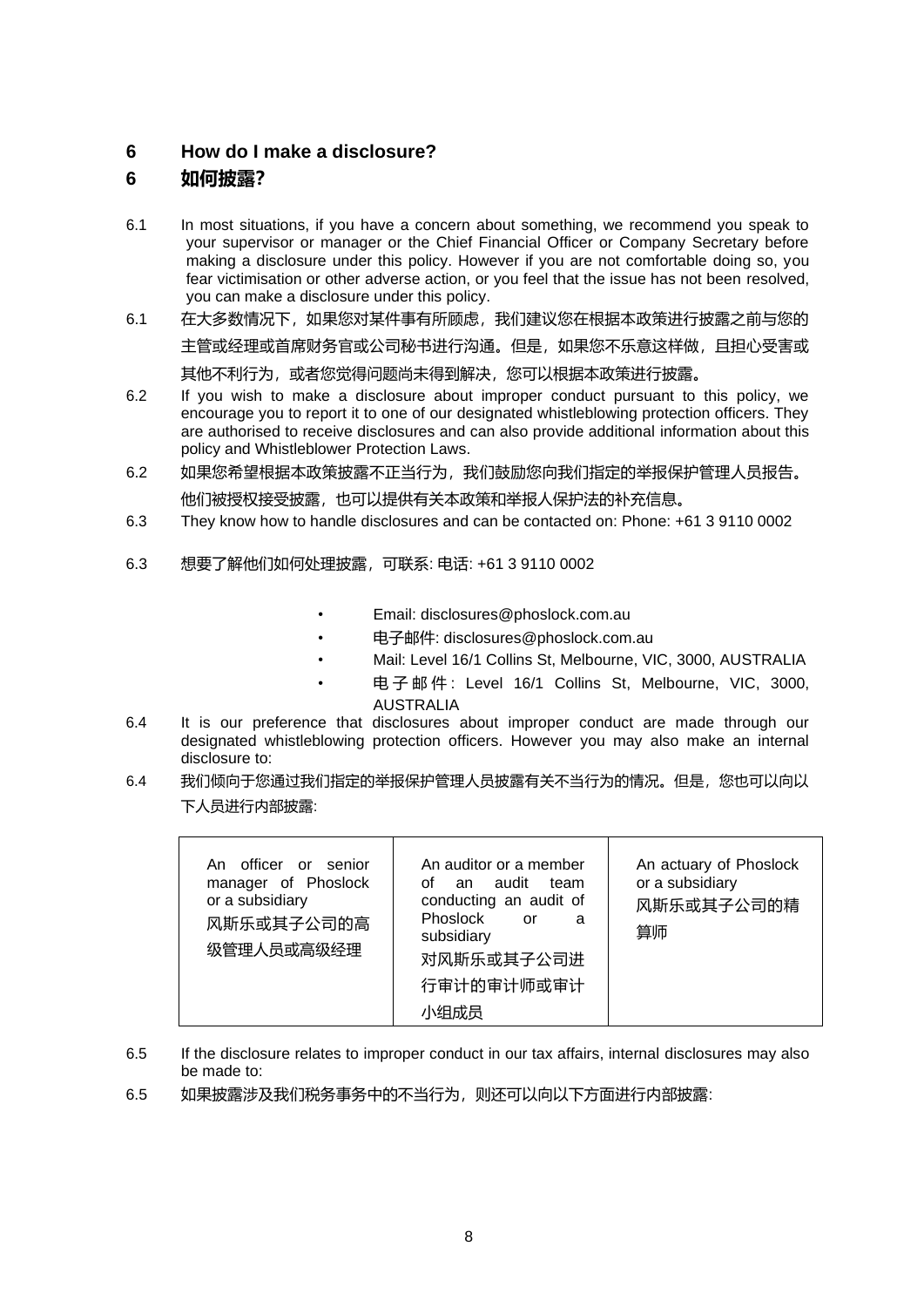## 6 How do I make a disclosure?

## 6 如何披露?

6.1 In most situations, if you have a concern about something, we recommend you speak to your supervisor or manager or the Chief Financial Officer or Company Secretary before making a disclosure under this policy. However if you are not comfortable doing so, you fear victimisation or other adverse action, or you feel that the issue has not been resolved, you can make a disclosure under this policy.

6.1 在大多数情况下，如果您对某件事有所顾虑，我们建议您在根据本政策进行披露之前与您的主管或经理或首席财务官或公司秘书进行沟通。但是，如果您不乐意这样做，且担心受害或其他不利行为，或者您觉得问题尚未得到解决，您可以根据本政策进行披露。

6.2 If you wish to make a disclosure about improper conduct pursuant to this policy, we encourage you to report it to one of our designated whistleblowing protection officers. They are authorised to receive disclosures and can also provide additional information about this policy and Whistleblower Protection Laws.

6.2 如果您希望根据本政策披露不正当行为，我们鼓励您向我们指定的举报保护管理人员报告。他们被授权接受披露，也可以提供有关本政策和举报人保护法的补充信息。

6.3 They know how to handle disclosures and can be contacted on: Phone: +61 3 9110 0002

6.3 想要了解他们如何处理披露，可联系: 电话: +61 3 9110 0002

- Email: disclosures@phoslock.com.au
- 电子邮件: disclosures@phoslock.com.au
- Mail: Level 16/1 Collins St, Melbourne, VIC, 3000, AUSTRALIA
- 电子邮件: Level 16/1 Collins St, Melbourne, VIC, 3000, AUSTRALIA

6.4 It is our preference that disclosures about improper conduct are made through our designated whistleblowing protection officers. However you may also make an internal disclosure to:

6.4 我们倾向于您通过我们指定的举报保护管理人员披露有关不当行为的情况。但是，您也可以向以下人员进行内部披露:

| An officer or senior manager of Phoslock or a subsidiary<br>风斯乐或其子公司的高级管理人员或高级经理 | An auditor or a member of an audit team conducting an audit of Phoslock or a subsidiary<br>对风斯乐或其子公司进行审计的审计师或审计小组成员 | An actuary of Phoslock or a subsidiary<br>风斯乐或其子公司的精算师 |
|---|---|---|

6.5 If the disclosure relates to improper conduct in our tax affairs, internal disclosures may also be made to:

6.5 如果披露涉及我们税务事务中的不当行为，则还可以向以下方面进行内部披露: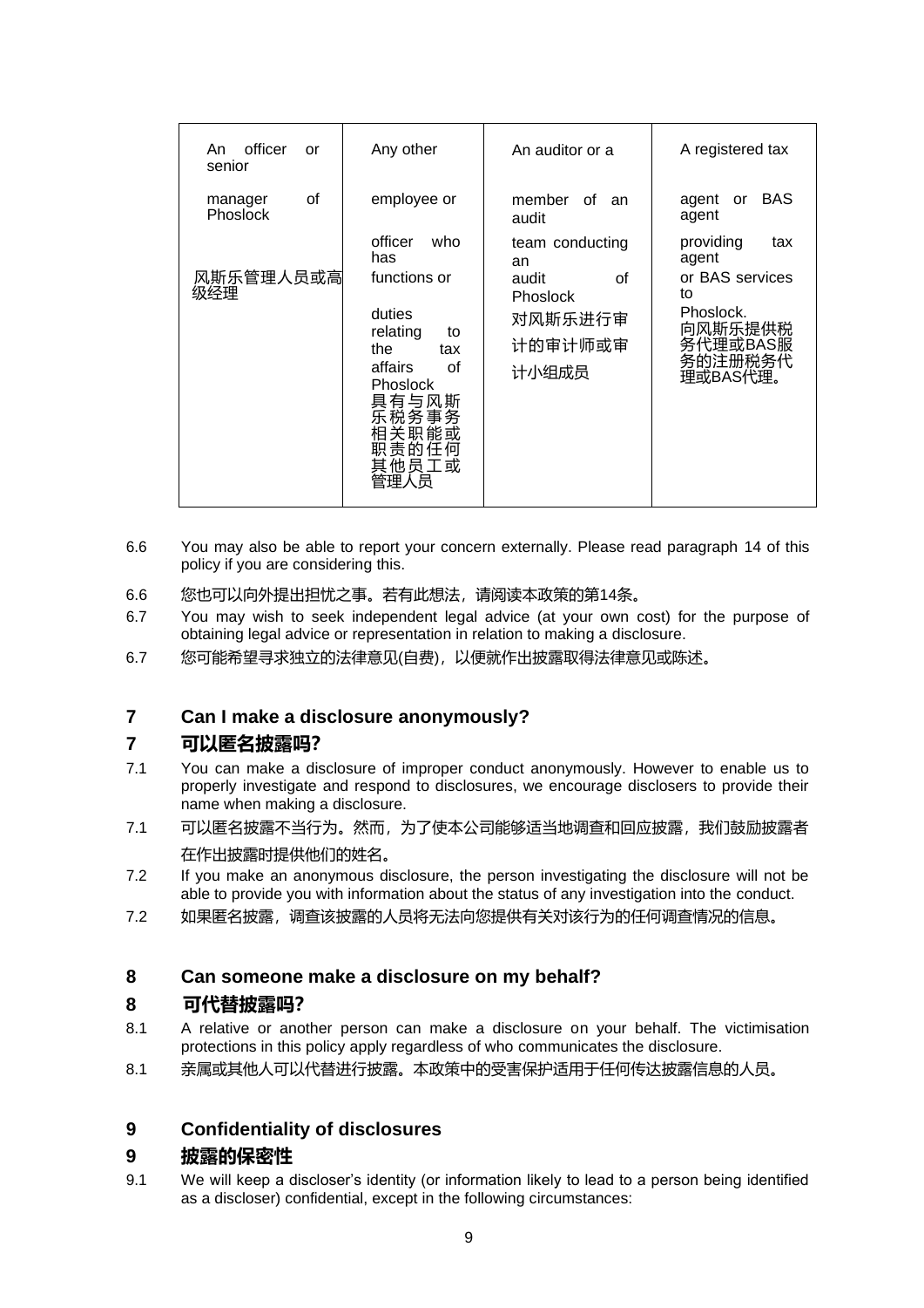| An officer or senior manager of Phoslock 风斯乐管理人员或高级经理 | Any other employee or officer who has functions or duties relating to the tax affairs of Phoslock 具有与风斯乐税务事务相关职能或职责的任何其他员工或管理人员 | An auditor or a member of an audit team conducting an audit of Phoslock 对风斯乐进行审计的审计师或审计小组成员 | A registered tax agent or BAS agent providing tax agent or BAS services to Phoslock. 向风斯乐提供税务代理或BAS服务的注册税务代理或BAS代理。 |
|---|---|---|---|

6.6 You may also be able to report your concern externally. Please read paragraph 14 of this policy if you are considering this.

6.6 您也可以向外提出担忧之事。若有此想法，请阅读本政策的第14条。

6.7 You may wish to seek independent legal advice (at your own cost) for the purpose of obtaining legal advice or representation in relation to making a disclosure.

6.7 您可能希望寻求独立的法律意见(自费)，以便就作出披露取得法律意见或陈述。

## 7 Can I make a disclosure anonymously?

## 7 可以匿名披露吗?

7.1 You can make a disclosure of improper conduct anonymously. However to enable us to properly investigate and respond to disclosures, we encourage disclosers to provide their name when making a disclosure.

7.1 可以匿名披露不当行为。然而，为了使本公司能够适当地调查和回应披露，我们鼓励披露者在作出披露时提供他们的姓名。

7.2 If you make an anonymous disclosure, the person investigating the disclosure will not be able to provide you with information about the status of any investigation into the conduct.

7.2 如果匿名披露，调查该披露的人员将无法向您提供有关对该行为的任何调查情况的信息。

## 8 Can someone make a disclosure on my behalf?

## 8 可代替披露吗?

8.1 A relative or another person can make a disclosure on your behalf. The victimisation protections in this policy apply regardless of who communicates the disclosure.

8.1 亲属或其他人可以代替进行披露。本政策中的受害保护适用于任何传达披露信息的人员。

## 9 Confidentiality of disclosures

## 9 披露的保密性

9.1 We will keep a discloser's identity (or information likely to lead to a person being identified as a discloser) confidential, except in the following circumstances: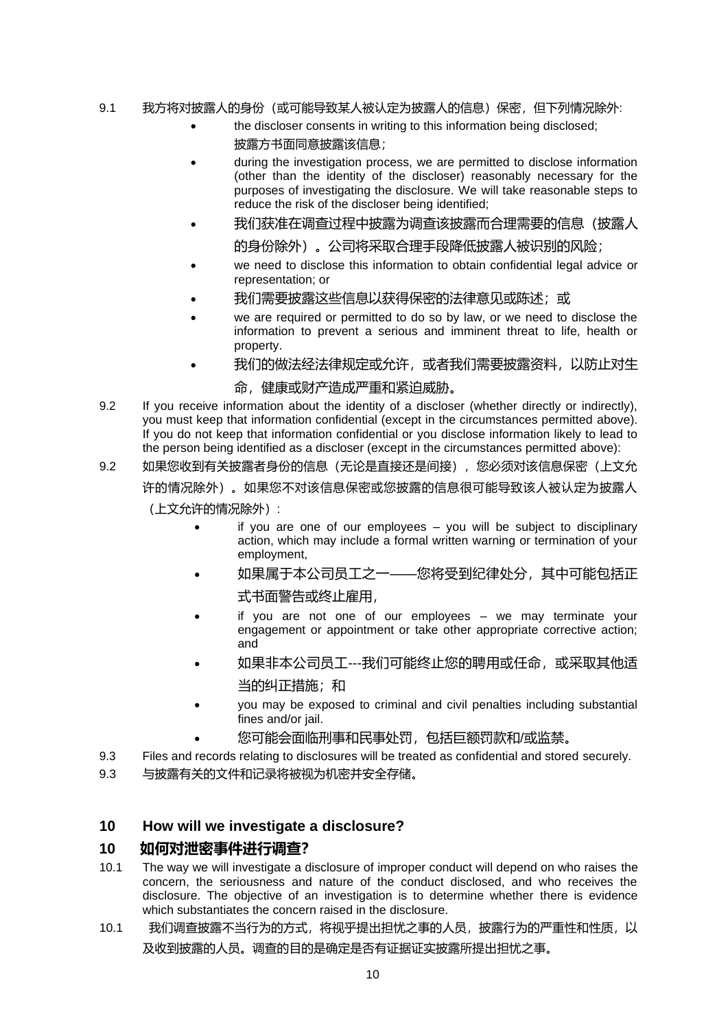9.1 我方将对披露人的身份（或可能导致某人被认定为披露人的信息）保密，但下列情况除外:

- the discloser consents in writing to this information being disclosed;
  披露方书面同意披露该信息；
- during the investigation process, we are permitted to disclose information (other than the identity of the discloser) reasonably necessary for the purposes of investigating the disclosure. We will take reasonable steps to reduce the risk of the discloser being identified;
- 我们获准在调查过程中披露为调查该披露而合理需要的信息（披露人的身份除外）。公司将采取合理手段降低披露人被识别的风险；
- we need to disclose this information to obtain confidential legal advice or representation; or
- 我们需要披露这些信息以获得保密的法律意见或陈述；或
- we are required or permitted to do so by law, or we need to disclose the information to prevent a serious and imminent threat to life, health or property.
- 我们的做法经法律规定或允许，或者我们需要披露资料，以防止对生命，健康或财产造成严重和紧迫威胁。

9.2 If you receive information about the identity of a discloser (whether directly or indirectly), you must keep that information confidential (except in the circumstances permitted above). If you do not keep that information confidential or you disclose information likely to lead to the person being identified as a discloser (except in the circumstances permitted above):

9.2 如果您收到有关披露者身份的信息（无论是直接还是间接），您必须对该信息保密（上文允许的情况除外）。如果您不对该信息保密或您披露的信息很可能导致该人被认定为披露人（上文允许的情况除外）:

- if you are one of our employees – you will be subject to disciplinary action, which may include a formal written warning or termination of your employment,
- 如果属于本公司员工之一——您将受到纪律处分，其中可能包括正式书面警告或终止雇用，
- if you are not one of our employees – we may terminate your engagement or appointment or take other appropriate corrective action; and
- 如果非本公司员工---我们可能终止您的聘用或任命，或采取其他适当的纠正措施；和
- you may be exposed to criminal and civil penalties including substantial fines and/or jail.
- 您可能会面临刑事和民事处罚，包括巨额罚款和/或监禁。

9.3 Files and records relating to disclosures will be treated as confidential and stored securely.

9.3 与披露有关的文件和记录将被视为机密并安全存储。

## 10 How will we investigate a disclosure?

## 10 如何对泄密事件进行调查?

10.1 The way we will investigate a disclosure of improper conduct will depend on who raises the concern, the seriousness and nature of the conduct disclosed, and who receives the disclosure. The objective of an investigation is to determine whether there is evidence which substantiates the concern raised in the disclosure.

10.1 我们调查披露不当行为的方式，将视乎提出担忧之事的人员，披露行为的严重性和性质，以及收到披露的人员。调查的目的是确定是否有证据证实披露所提出担忧之事。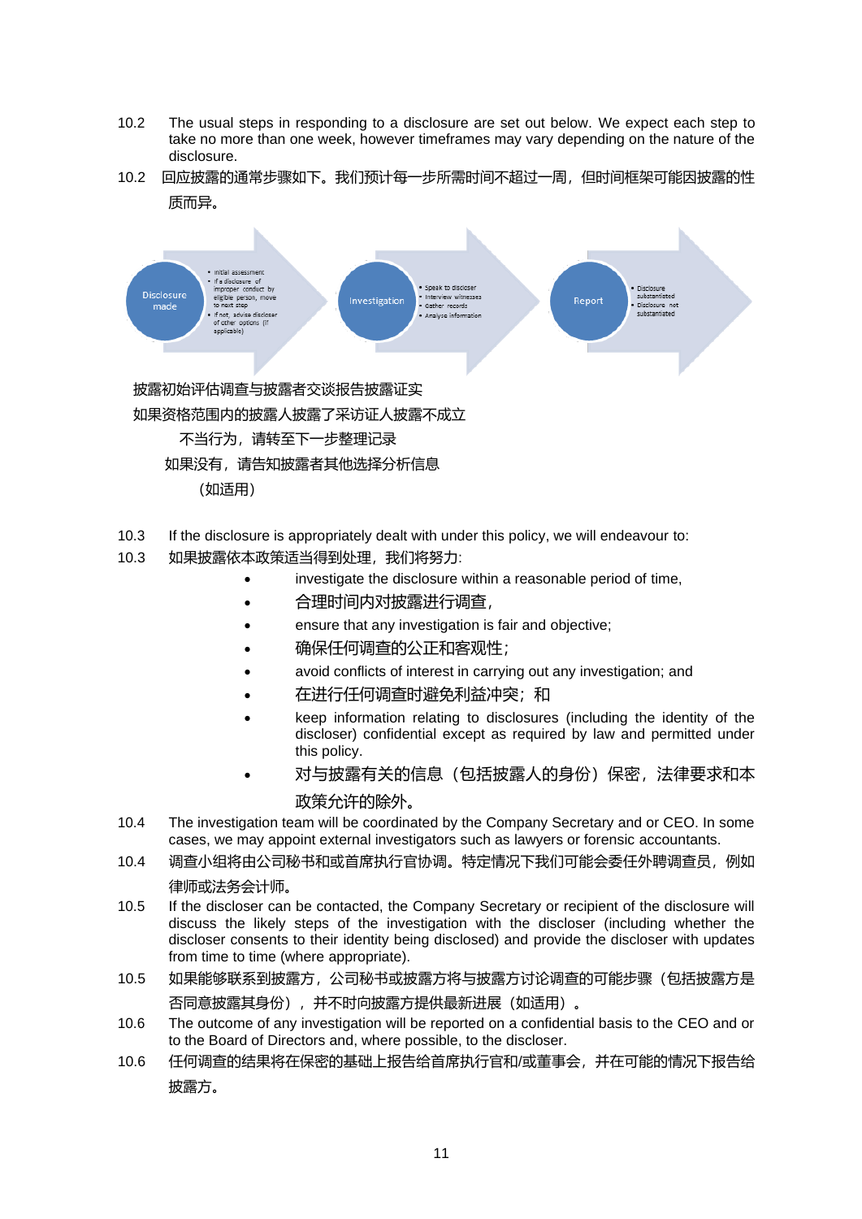10.2 The usual steps in responding to a disclosure are set out below. We expect each step to take no more than one week, however timeframes may vary depending on the nature of the disclosure.

10.2 回应披露的通常步骤如下。我们预计每一步所需时间不超过一周，但时间框架可能因披露的性质而异。

Disclosure made
- Initial assessment
- If a disclosure of improper conduct by eligible person, move to next step
- If not, advise discloser of other options (if applicable)

Investigation
- Speak to discloser
- Interview witnesses
- Gather records
- Analyse information

Report
- Disclosure substantiated
- Disclosure not substantiated

披露初始评估调查与披露者交谈报告披露证实

如果资格范围内的披露人披露了采访证人披露不成立

不当行为，请转至下一步整理记录

如果没有，请告知披露者其他选择分析信息

（如适用）

10.3 If the disclosure is appropriately dealt with under this policy, we will endeavour to:

10.3 如果披露依本政策适当得到处理，我们将努力:

- investigate the disclosure within a reasonable period of time,
- 合理时间内对披露进行调查，
- ensure that any investigation is fair and objective;
- 确保任何调查的公正和客观性；
- avoid conflicts of interest in carrying out any investigation; and
- 在进行任何调查时避免利益冲突；和
- keep information relating to disclosures (including the identity of the discloser) confidential except as required by law and permitted under this policy.
- 对与披露有关的信息（包括披露人的身份）保密，法律要求和本政策允许的除外。

10.4 The investigation team will be coordinated by the Company Secretary and or CEO. In some cases, we may appoint external investigators such as lawyers or forensic accountants.

10.4 调查小组将由公司秘书和或首席执行官协调。特定情况下我们可能会委任外聘调查员，例如律师或法务会计师。

10.5 If the discloser can be contacted, the Company Secretary or recipient of the disclosure will discuss the likely steps of the investigation with the discloser (including whether the discloser consents to their identity being disclosed) and provide the discloser with updates from time to time (where appropriate).

10.5 如果能够联系到披露方，公司秘书或披露方将与披露方讨论调查的可能步骤（包括披露方是否同意披露其身份），并不时向披露方提供最新进展（如适用）。

10.6 The outcome of any investigation will be reported on a confidential basis to the CEO and or to the Board of Directors and, where possible, to the discloser.

10.6 任何调查的结果将在保密的基础上报告给首席执行官和/或董事会，并在可能的情况下报告给披露方。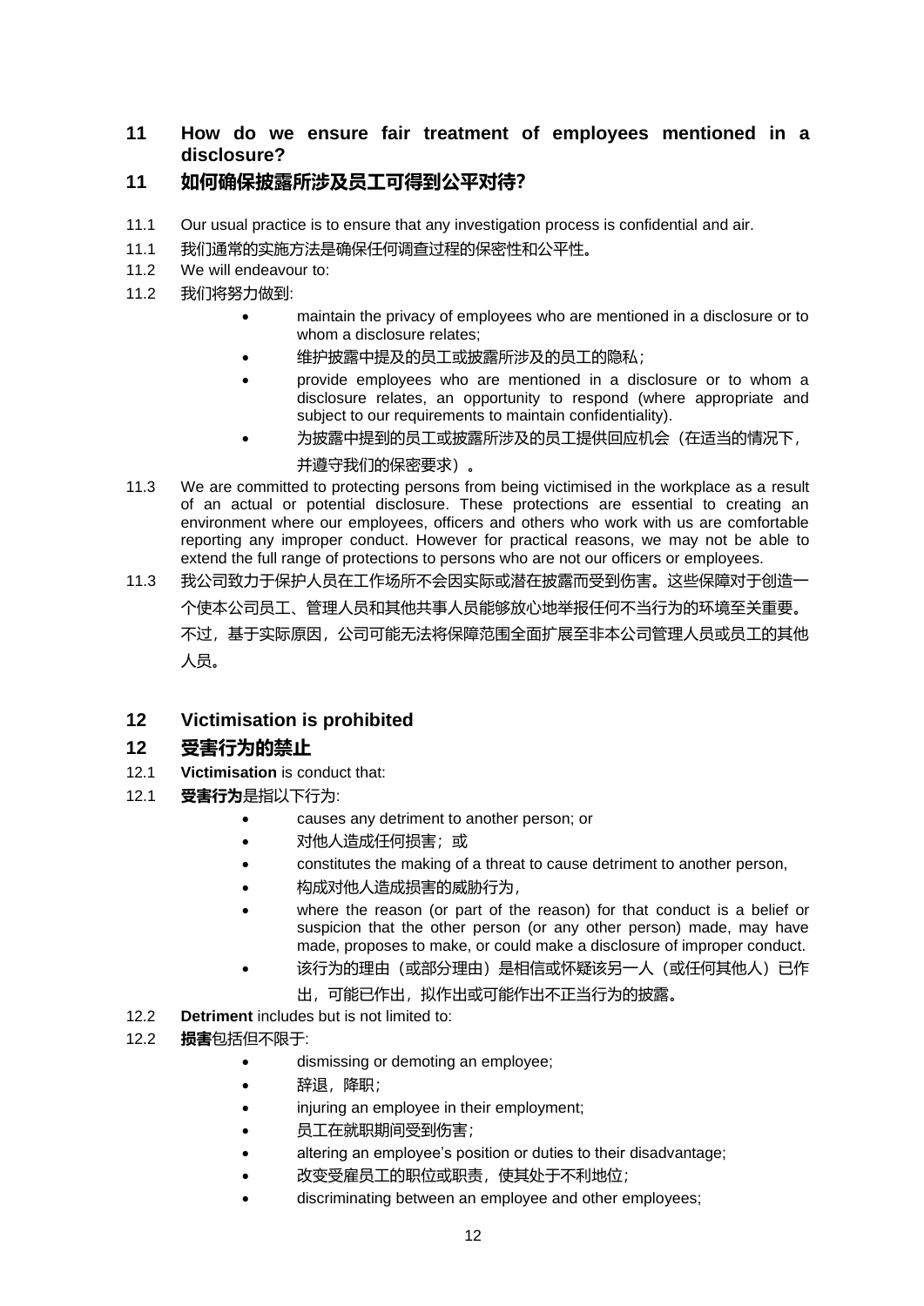## 11 How do we ensure fair treatment of employees mentioned in a disclosure?

## 11 如何确保披露所涉及员工可得到公平对待?

11.1 Our usual practice is to ensure that any investigation process is confidential and air.

11.1 我们通常的实施方法是确保任何调查过程的保密性和公平性。

11.2 We will endeavour to:

11.2 我们将努力做到:

- maintain the privacy of employees who are mentioned in a disclosure or to whom a disclosure relates;
- 维护披露中提及的员工或披露所涉及的员工的隐私;
- provide employees who are mentioned in a disclosure or to whom a disclosure relates, an opportunity to respond (where appropriate and subject to our requirements to maintain confidentiality).
- 为披露中提到的员工或披露所涉及的员工提供回应机会（在适当的情况下，并遵守我们的保密要求）。

11.3 We are committed to protecting persons from being victimised in the workplace as a result of an actual or potential disclosure. These protections are essential to creating an environment where our employees, officers and others who work with us are comfortable reporting any improper conduct. However for practical reasons, we may not be able to extend the full range of protections to persons who are not our officers or employees.

11.3 我公司致力于保护人员在工作场所不会因实际或潜在披露而受到伤害。这些保障对于创造一个使本公司员工、管理人员和其他共事人员能够放心地举报任何不当行为的环境至关重要。不过，基于实际原因，公司可能无法将保障范围全面扩展至非本公司管理人员或员工的其他人员。

## 12 Victimisation is prohibited

## 12 受害行为的禁止

12.1 **Victimisation** is conduct that:

12.1 **受害行为**是指以下行为:

- causes any detriment to another person; or
- 对他人造成任何损害；或
- constitutes the making of a threat to cause detriment to another person,
- 构成对他人造成损害的威胁行为,
- where the reason (or part of the reason) for that conduct is a belief or suspicion that the other person (or any other person) made, may have made, proposes to make, or could make a disclosure of improper conduct.
- 该行为的理由（或部分理由）是相信或怀疑该另一人（或任何其他人）已作出，可能已作出，拟作出或可能作出不正当行为的披露。

12.2 **Detriment** includes but is not limited to:

12.2 **损害**包括但不限于:

- dismissing or demoting an employee;
- 辞退，降职;
- injuring an employee in their employment;
- 员工在就职期间受到伤害;
- altering an employee's position or duties to their disadvantage;
- 改变受雇员工的职位或职责，使其处于不利地位;
- discriminating between an employee and other employees;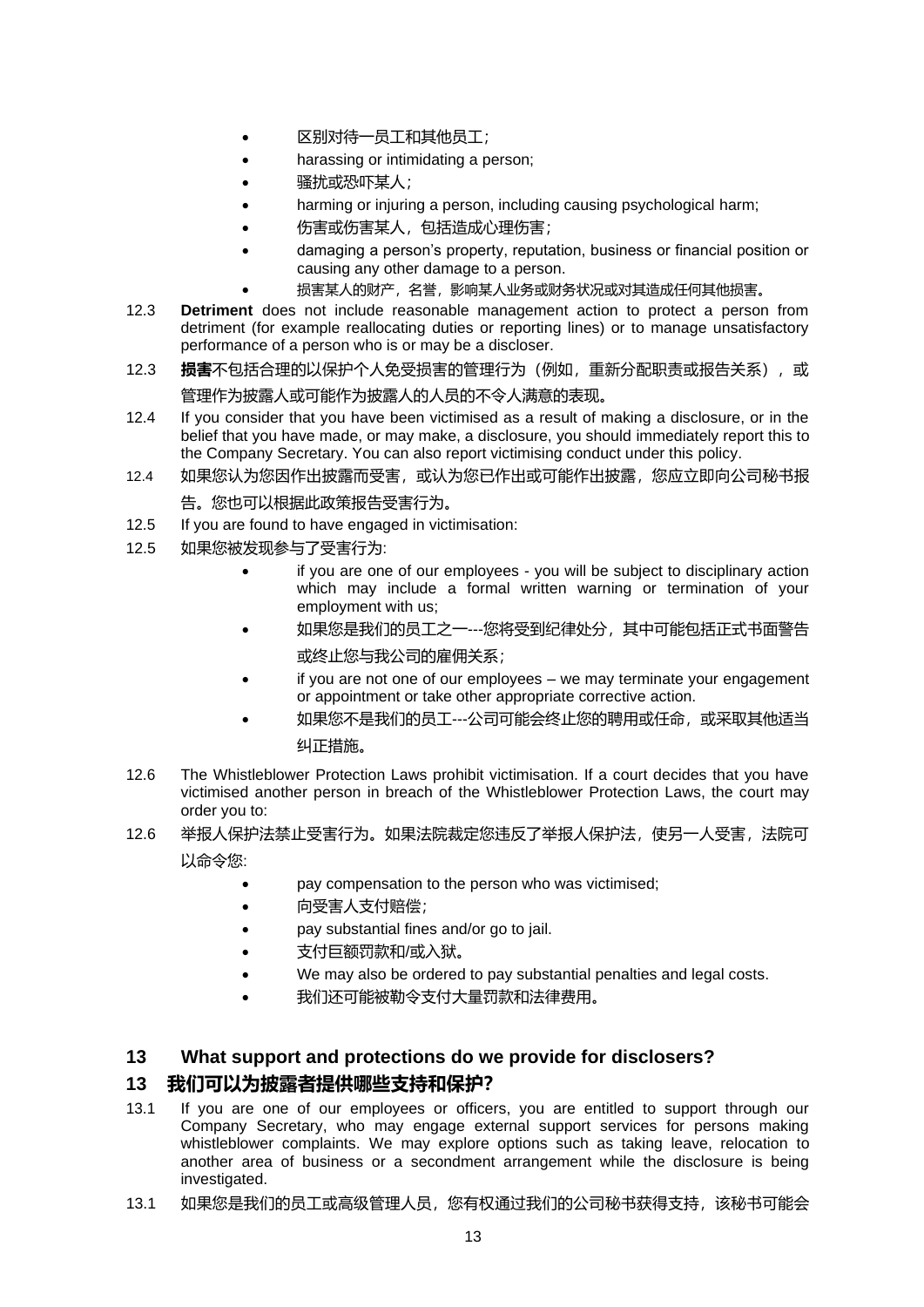- 区别对待一员工和其他员工；
- harassing or intimidating a person;
- 骚扰或恐吓某人；
- harming or injuring a person, including causing psychological harm;
- 伤害或伤害某人，包括造成心理伤害；
- damaging a person's property, reputation, business or financial position or causing any other damage to a person.
- 损害某人的财产，名誉，影响某人业务或财务状况或对其造成任何其他损害。

12.3 **Detriment** does not include reasonable management action to protect a person from detriment (for example reallocating duties or reporting lines) or to manage unsatisfactory performance of a person who is or may be a discloser.

12.3 **损害**不包括合理的以保护个人免受损害的管理行为（例如，重新分配职责或报告关系），或管理作为披露人或可能作为披露人的人员的不令人满意的表现。

12.4 If you consider that you have been victimised as a result of making a disclosure, or in the belief that you have made, or may make, a disclosure, you should immediately report this to the Company Secretary. You can also report victimising conduct under this policy.

12.4 如果您认为您因作出披露而受害，或认为您已作出或可能作出披露，您应立即向公司秘书报告。您也可以根据此政策报告受害行为。

12.5 If you are found to have engaged in victimisation:

12.5 如果您被发现参与了受害行为:

- if you are one of our employees - you will be subject to disciplinary action which may include a formal written warning or termination of your employment with us;
- 如果您是我们的员工之一---您将受到纪律处分，其中可能包括正式书面警告或终止您与我公司的雇佣关系；
- if you are not one of our employees – we may terminate your engagement or appointment or take other appropriate corrective action.
- 如果您不是我们的员工---公司可能会终止您的聘用或任命，或采取其他适当纠正措施。

12.6 The Whistleblower Protection Laws prohibit victimisation. If a court decides that you have victimised another person in breach of the Whistleblower Protection Laws, the court may order you to:

12.6 举报人保护法禁止受害行为。如果法院裁定您违反了举报人保护法，使另一人受害，法院可以命令您:

- pay compensation to the person who was victimised;
- 向受害人支付赔偿；
- pay substantial fines and/or go to jail.
- 支付巨额罚款和/或入狱。
- We may also be ordered to pay substantial penalties and legal costs.
- 我们还可能被勒令支付大量罚款和法律费用。

## 13 What support and protections do we provide for disclosers?

## 13 我们可以为披露者提供哪些支持和保护?

13.1 If you are one of our employees or officers, you are entitled to support through our Company Secretary, who may engage external support services for persons making whistleblower complaints. We may explore options such as taking leave, relocation to another area of business or a secondment arrangement while the disclosure is being investigated.

13.1 如果您是我们的员工或高级管理人员，您有权通过我们的公司秘书获得支持，该秘书可能会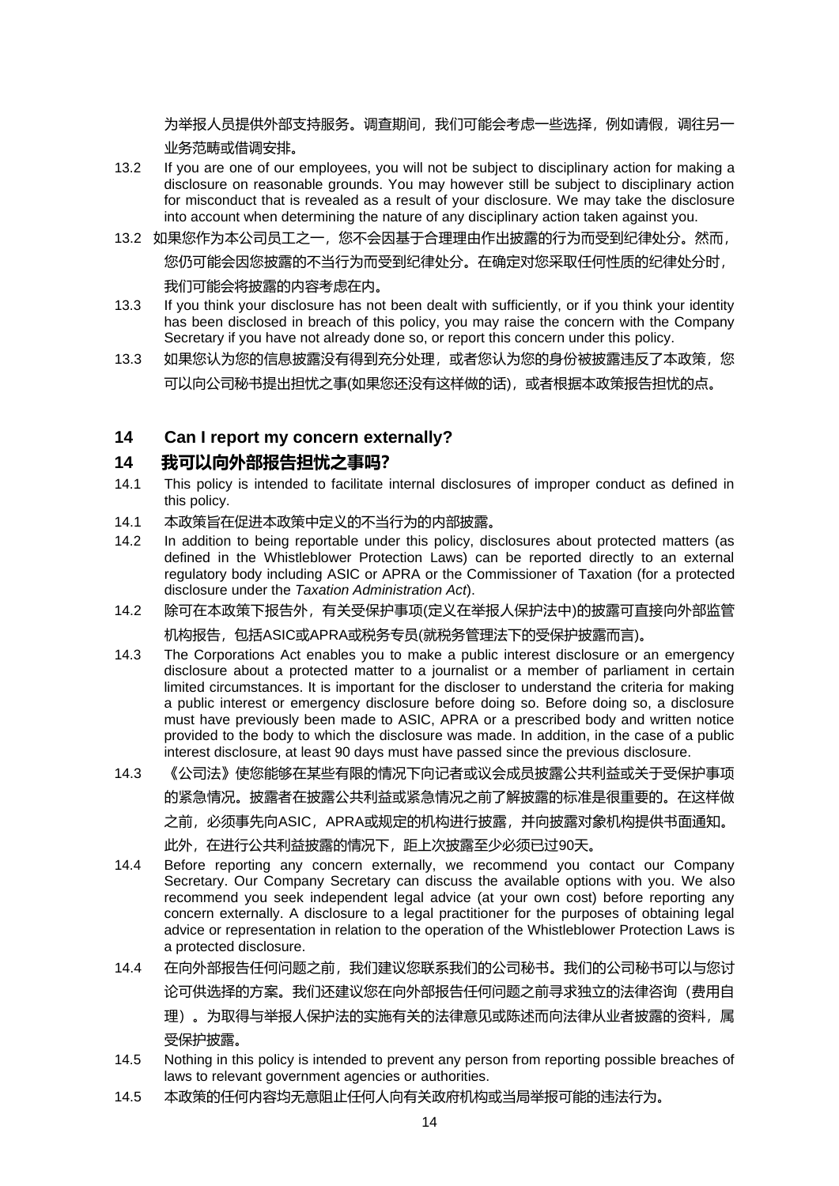为举报人员提供外部支持服务。调查期间，我们可能会考虑一些选择，例如请假，调往另一业务范畴或借调安排。

13.2 If you are one of our employees, you will not be subject to disciplinary action for making a disclosure on reasonable grounds. You may however still be subject to disciplinary action for misconduct that is revealed as a result of your disclosure. We may take the disclosure into account when determining the nature of any disciplinary action taken against you.

13.2 如果您作为本公司员工之一，您不会因基于合理理由作出披露的行为而受到纪律处分。然而，您仍可能会因您披露的不当行为而受到纪律处分。在确定对您采取任何性质的纪律处分时，我们可能会将披露的内容考虑在内。

13.3 If you think your disclosure has not been dealt with sufficiently, or if you think your identity has been disclosed in breach of this policy, you may raise the concern with the Company Secretary if you have not already done so, or report this concern under this policy.

13.3 如果您认为您的信息披露没有得到充分处理，或者您认为您的身份被披露违反了本政策，您可以向公司秘书提出担忧之事(如果您还没有这样做的话)，或者根据本政策报告担忧的点。

## 14 Can I report my concern externally?

## 14 我可以向外部报告担忧之事吗?

14.1 This policy is intended to facilitate internal disclosures of improper conduct as defined in this policy.

14.1 本政策旨在促进本政策中定义的不当行为的内部披露。

14.2 In addition to being reportable under this policy, disclosures about protected matters (as defined in the Whistleblower Protection Laws) can be reported directly to an external regulatory body including ASIC or APRA or the Commissioner of Taxation (for a protected disclosure under the *Taxation Administration Act*).

14.2 除可在本政策下报告外，有关受保护事项(定义在举报人保护法中)的披露可直接向外部监管机构报告，包括ASIC或APRA或税务专员(就税务管理法下的受保护披露而言)。

14.3 The Corporations Act enables you to make a public interest disclosure or an emergency disclosure about a protected matter to a journalist or a member of parliament in certain limited circumstances. It is important for the discloser to understand the criteria for making a public interest or emergency disclosure before doing so. Before doing so, a disclosure must have previously been made to ASIC, APRA or a prescribed body and written notice provided to the body to which the disclosure was made. In addition, in the case of a public interest disclosure, at least 90 days must have passed since the previous disclosure.

14.3 《公司法》使您能够在某些有限的情况下向记者或议会成员披露公共利益或关于受保护事项的紧急情况。披露者在披露公共利益或紧急情况之前了解披露的标准是很重要的。在这样做之前，必须事先向ASIC，APRA或规定的机构进行披露，并向披露对象机构提供书面通知。此外，在进行公共利益披露的情况下，距上次披露至少必须已过90天。

14.4 Before reporting any concern externally, we recommend you contact our Company Secretary. Our Company Secretary can discuss the available options with you. We also recommend you seek independent legal advice (at your own cost) before reporting any concern externally. A disclosure to a legal practitioner for the purposes of obtaining legal advice or representation in relation to the operation of the Whistleblower Protection Laws is a protected disclosure.

14.4 在向外部报告任何问题之前，我们建议您联系我们的公司秘书。我们的公司秘书可以与您讨论可供选择的方案。我们还建议您在向外部报告任何问题之前寻求独立的法律咨询（费用自理）。为取得与举报人保护法的实施有关的法律意见或陈述而向法律从业者披露的资料，属受保护披露。

14.5 Nothing in this policy is intended to prevent any person from reporting possible breaches of laws to relevant government agencies or authorities.

14.5 本政策的任何内容均无意阻止任何人向有关政府机构或当局举报可能的违法行为。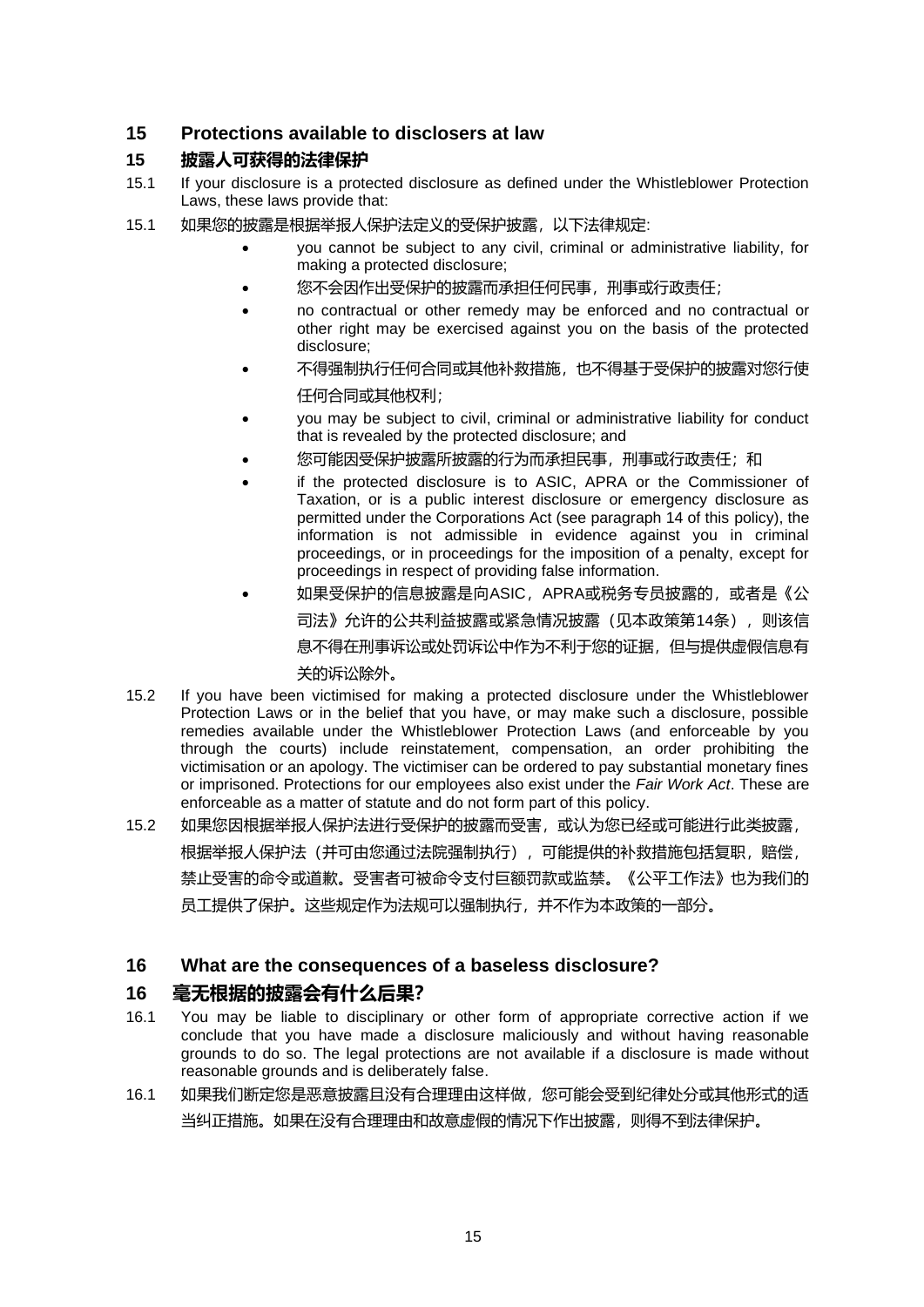## 15 Protections available to disclosers at law

## 15 披露人可获得的法律保护

15.1 If your disclosure is a protected disclosure as defined under the Whistleblower Protection Laws, these laws provide that:

15.1 如果您的披露是根据举报人保护法定义的受保护披露，以下法律规定:

- you cannot be subject to any civil, criminal or administrative liability, for making a protected disclosure;
- 您不会因作出受保护的披露而承担任何民事，刑事或行政责任；
- no contractual or other remedy may be enforced and no contractual or other right may be exercised against you on the basis of the protected disclosure;
- 不得强制执行任何合同或其他补救措施，也不得基于受保护的披露对您行使任何合同或其他权利；
- you may be subject to civil, criminal or administrative liability for conduct that is revealed by the protected disclosure; and
- 您可能因受保护披露所披露的行为而承担民事，刑事或行政责任；和
- if the protected disclosure is to ASIC, APRA or the Commissioner of Taxation, or is a public interest disclosure or emergency disclosure as permitted under the Corporations Act (see paragraph 14 of this policy), the information is not admissible in evidence against you in criminal proceedings, or in proceedings for the imposition of a penalty, except for proceedings in respect of providing false information.
- 如果受保护的信息披露是向ASIC，APRA或税务专员披露的，或者是《公司法》允许的公共利益披露或紧急情况披露（见本政策第14条），则该信息不得在刑事诉讼或处罚诉讼中作为不利于您的证据，但与提供虚假信息有关的诉讼除外。

15.2 If you have been victimised for making a protected disclosure under the Whistleblower Protection Laws or in the belief that you have, or may make such a disclosure, possible remedies available under the Whistleblower Protection Laws (and enforceable by you through the courts) include reinstatement, compensation, an order prohibiting the victimisation or an apology. The victimiser can be ordered to pay substantial monetary fines or imprisoned. Protections for our employees also exist under the *Fair Work Act*. These are enforceable as a matter of statute and do not form part of this policy.

15.2 如果您因根据举报人保护法进行受保护的披露而受害，或认为您已经或可能进行此类披露，根据举报人保护法（并可由您通过法院强制执行），可能提供的补救措施包括复职，赔偿，禁止受害的命令或道歉。受害者可被命令支付巨额罚款或监禁。《公平工作法》也为我们的员工提供了保护。这些规定作为法规可以强制执行，并不作为本政策的一部分。

## 16 What are the consequences of a baseless disclosure?

## 16 毫无根据的披露会有什么后果?

16.1 You may be liable to disciplinary or other form of appropriate corrective action if we conclude that you have made a disclosure maliciously and without having reasonable grounds to do so. The legal protections are not available if a disclosure is made without reasonable grounds and is deliberately false.

16.1 如果我们断定您是恶意披露且没有合理理由这样做，您可能会受到纪律处分或其他形式的适当纠正措施。如果在没有合理理由和故意虚假的情况下作出披露，则得不到法律保护。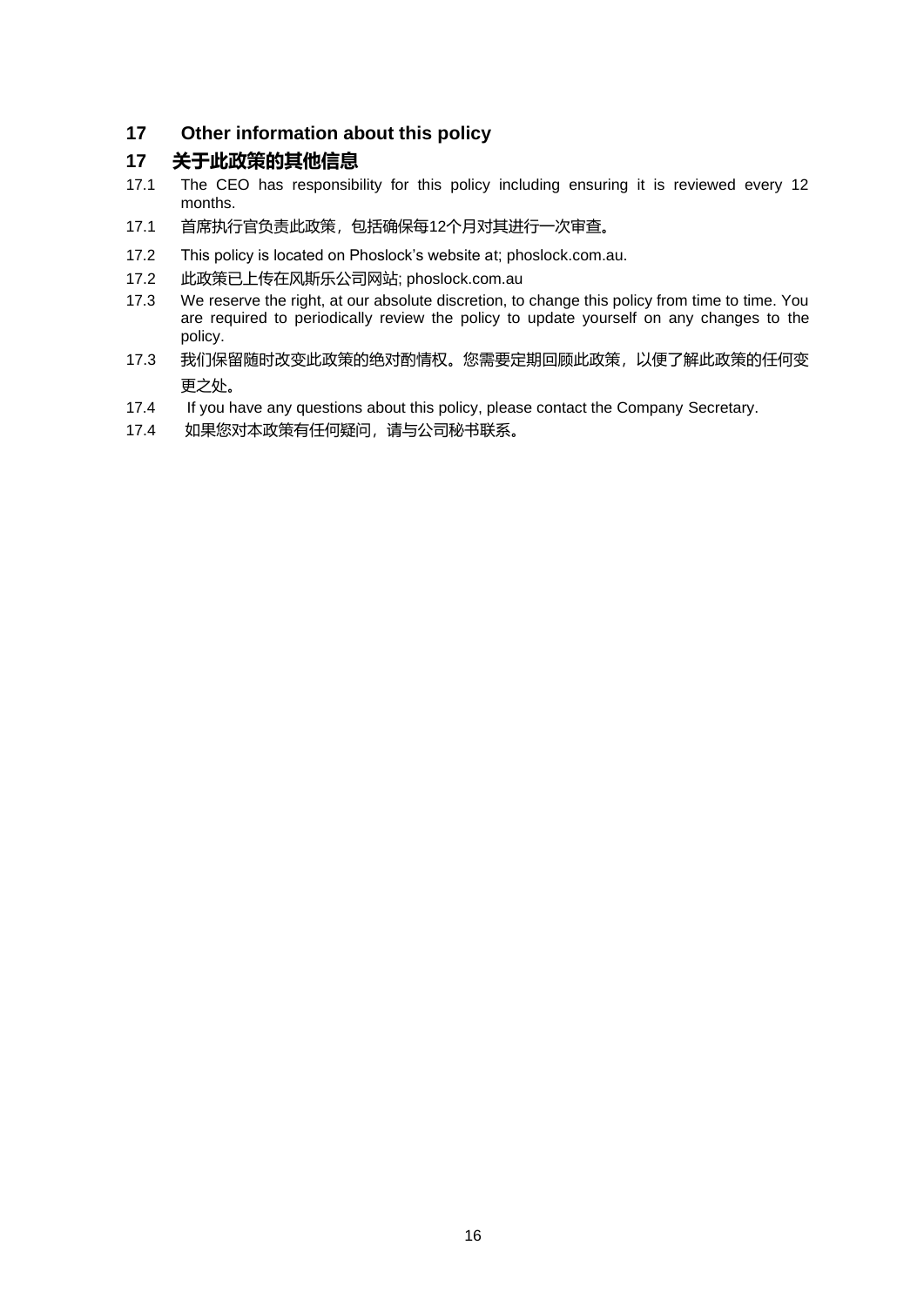## 17 Other information about this policy

## 17 关于此政策的其他信息

17.1 The CEO has responsibility for this policy including ensuring it is reviewed every 12 months.

17.1 首席执行官负责此政策，包括确保每12个月对其进行一次审查。

17.2 This policy is located on Phoslock's website at; phoslock.com.au.

17.2 此政策已上传在风斯乐公司网站; phoslock.com.au

17.3 We reserve the right, at our absolute discretion, to change this policy from time to time. You are required to periodically review the policy to update yourself on any changes to the policy.

17.3 我们保留随时改变此政策的绝对酌情权。您需要定期回顾此政策，以便了解此政策的任何变更之处。

17.4 If you have any questions about this policy, please contact the Company Secretary.

17.4 如果您对本政策有任何疑问，请与公司秘书联系。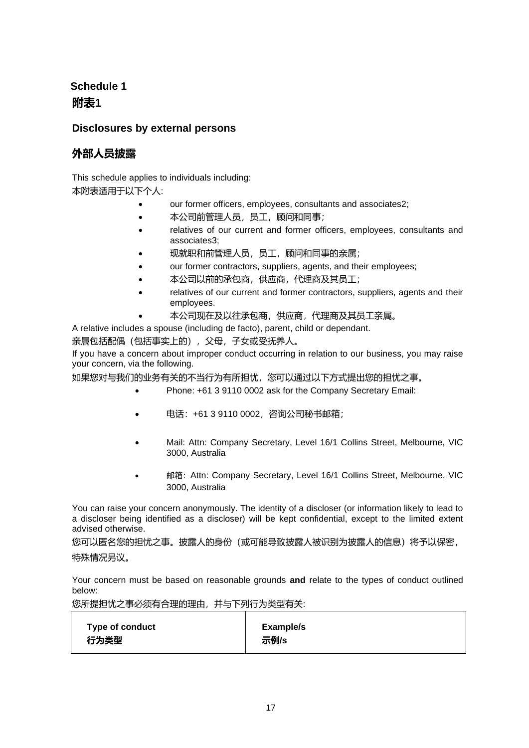## Schedule 1

## 附表1

### Disclosures by external persons

### 外部人员披露

This schedule applies to individuals including:

本附表适用于以下个人:

- our former officers, employees, consultants and associates2;
- 本公司前管理人员，员工，顾问和同事;
- relatives of our current and former officers, employees, consultants and associates3;
- 现就职和前管理人员，员工，顾问和同事的亲属;
- our former contractors, suppliers, agents, and their employees;
- 本公司以前的承包商，供应商，代理商及其员工;
- relatives of our current and former contractors, suppliers, agents and their employees.
- 本公司现在及以往承包商，供应商，代理商及其员工亲属。

A relative includes a spouse (including de facto), parent, child or dependant.

亲属包括配偶（包括事实上的），父母，子女或受抚养人。

If you have a concern about improper conduct occurring in relation to our business, you may raise your concern, via the following.

如果您对与我们的业务有关的不当行为有所担忧，您可以通过以下方式提出您的担忧之事。

- Phone: +61 3 9110 0002 ask for the Company Secretary Email:
- 电话：+61 3 9110 0002，咨询公司秘书邮箱;
- Mail: Attn: Company Secretary, Level 16/1 Collins Street, Melbourne, VIC 3000, Australia
- 邮箱：Attn: Company Secretary, Level 16/1 Collins Street, Melbourne, VIC 3000, Australia

You can raise your concern anonymously. The identity of a discloser (or information likely to lead to a discloser being identified as a discloser) will be kept confidential, except to the limited extent advised otherwise.

您可以匿名您的担忧之事。披露人的身份（或可能导致披露人被识别为披露人的信息）将予以保密，特殊情况另议。

Your concern must be based on reasonable grounds **and** relate to the types of conduct outlined below:

您所提担忧之事必须有合理的理由，并与下列行为类型有关:

| **Type of conduct**<br>**行为类型** | **Example/s**<br>**示例/s** |
| --- | --- |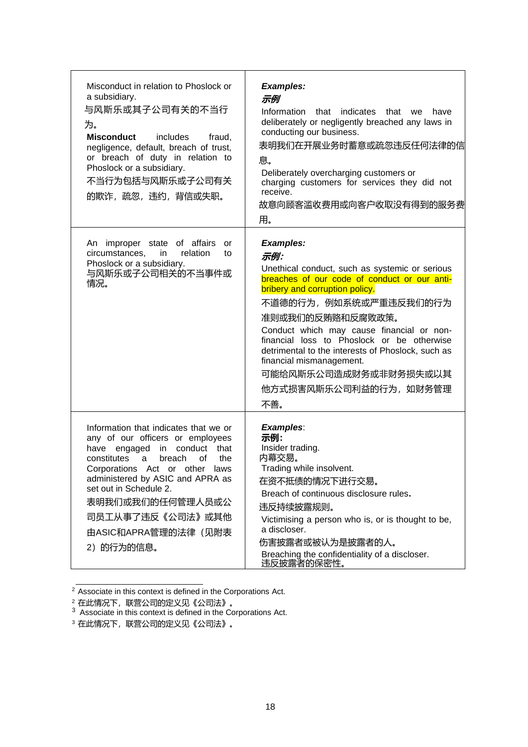| | |
|---|---|
| Misconduct in relation to Phoslock or a subsidiary.<br>与风斯乐或其子公司有关的不当行为。<br>**Misconduct** includes fraud, negligence, default, breach of trust, or breach of duty in relation to Phoslock or a subsidiary.<br>不当行为包括与风斯乐或子公司有关的欺诈，疏忽，违约，背信或失职。 | ***Examples:***<br>***示例***<br>Information that indicates that we have deliberately or negligently breached any laws in conducting our business.<br>表明我们在开展业务时蓄意或疏忽违反任何法律的信息。<br>Deliberately overcharging customers or charging customers for services they did not receive.<br>故意向顾客滥收费用或向客户收取没有得到的服务费用。 |
| An improper state of affairs or circumstances, in relation to Phoslock or a subsidiary.<br>与风斯乐或子公司相关的不当事件或情况。 | ***Examples:***<br>***示例:***<br>Unethical conduct, such as systemic or serious breaches of our code of conduct or our anti-bribery and corruption policy.<br>不道德的行为，例如系统或严重违反我们的行为准则或我们的反贿赂和反腐败政策。<br>Conduct which may cause financial or non-financial loss to Phoslock or be otherwise detrimental to the interests of Phoslock, such as financial mismanagement.<br>可能给风斯乐公司造成财务或非财务损失或以其他方式损害风斯乐公司利益的行为，如财务管理不善。 |
| Information that indicates that we or any of our officers or employees have engaged in conduct that constitutes a breach of the Corporations Act or other laws administered by ASIC and APRA as set out in Schedule 2.<br>表明我们或我们的任何管理人员或公司员工从事了违反《公司法》或其他由ASIC和APRA管理的法律（见附表2）的行为的信息。 | ***Examples***:<br>**示例:**<br>Insider trading.<br>内幕交易。<br>Trading while insolvent.<br>在资不抵债的情况下进行交易。<br>Breach of continuous disclosure rules**.**<br>违反持续披露规则。<br>Victimising a person who is, or is thought to be, a discloser.<br>伤害披露者或被认为是披露者的人。<br>Breaching the confidentiality of a discloser.<br>违反披露者的保密性。 |

[2] Associate in this context is defined in the Corporations Act.

[2] 在此情况下，联营公司的定义见《公司法》。

[3] Associate in this context is defined in the Corporations Act.

[3] 在此情况下，联营公司的定义见《公司法》。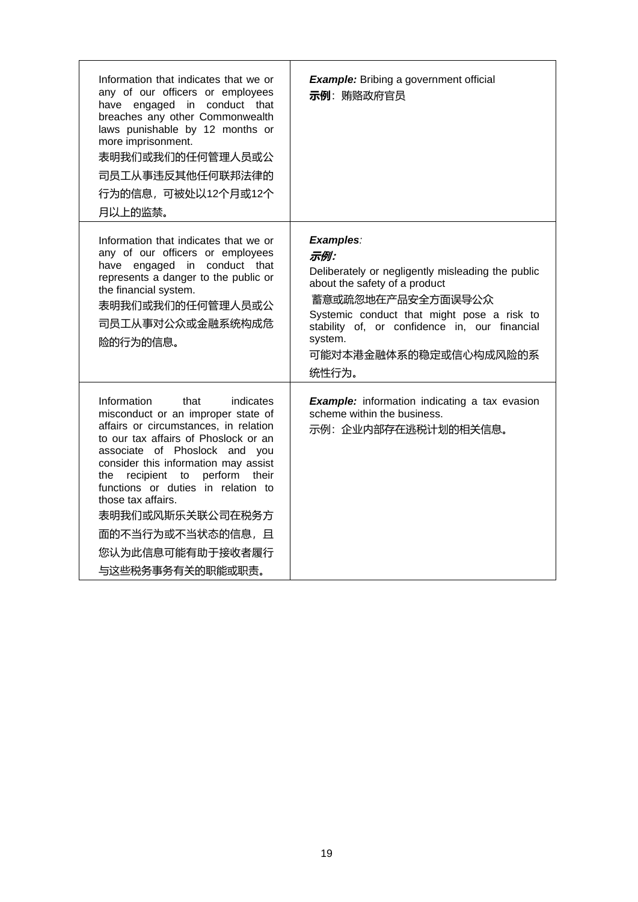| | |
|---|---|
| Information that indicates that we or any of our officers or employees have engaged in conduct that breaches any other Commonwealth laws punishable by 12 months or more imprisonment.<br>表明我们或我们的任何管理人员或公司员工从事违反其他任何联邦法律的行为的信息，可被处以12个月或12个月以上的监禁。 | ***Example:*** Bribing a government official<br>**示例**：贿赂政府官员 |
| Information that indicates that we or any of our officers or employees have engaged in conduct that represents a danger to the public or the financial system.<br>表明我们或我们的任何管理人员或公司员工从事对公众或金融系统构成危险的行为的信息。 | ***Examples****:*<br>***示例:***<br>Deliberately or negligently misleading the public about the safety of a product<br>蓄意或疏忽地在产品安全方面误导公众<br>Systemic conduct that might pose a risk to stability of, or confidence in, our financial system.<br>可能对本港金融体系的稳定或信心构成风险的系统性行为。 |
| Information that indicates misconduct or an improper state of affairs or circumstances, in relation to our tax affairs of Phoslock or an associate of Phoslock and you consider this information may assist the recipient to perform their functions or duties in relation to those tax affairs.<br>表明我们或风斯乐关联公司在税务方面的不当行为或不当状态的信息，且您认为此信息可能有助于接收者履行与这些税务事务有关的职能或职责。 | ***Example:*** information indicating a tax evasion scheme within the business.<br>示例：企业内部存在逃税计划的相关信息。 |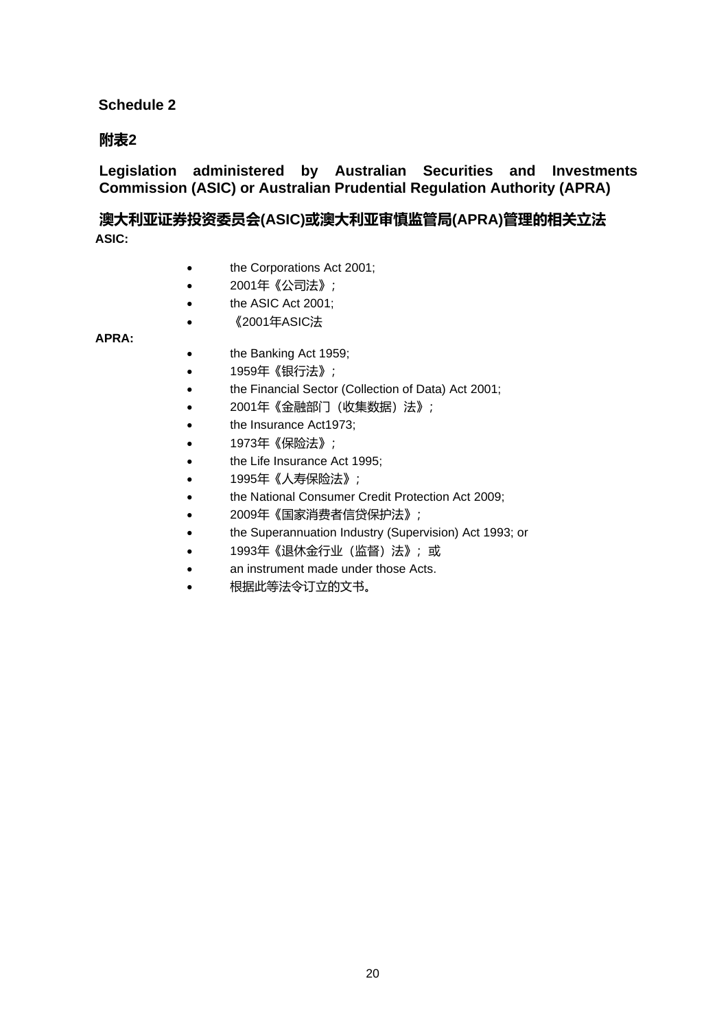**Schedule 2**

**附表2**

**Legislation administered by Australian Securities and Investments Commission (ASIC) or Australian Prudential Regulation Authority (APRA)**

**澳大利亚证券投资委员会(ASIC)或澳大利亚审慎监管局(APRA)管理的相关立法**

**ASIC:**

- the Corporations Act 2001;
- 2001年《公司法》;
- the ASIC Act 2001;
- 《2001年ASIC法

**APRA:**

- the Banking Act 1959;
- 1959年《银行法》;
- the Financial Sector (Collection of Data) Act 2001;
- 2001年《金融部门（收集数据）法》;
- the Insurance Act1973;
- 1973年《保险法》;
- the Life Insurance Act 1995;
- 1995年《人寿保险法》;
- the National Consumer Credit Protection Act 2009;
- 2009年《国家消费者信贷保护法》;
- the Superannuation Industry (Supervision) Act 1993; or
- 1993年《退休金行业（监督）法》; 或
- an instrument made under those Acts.
- 根据此等法令订立的文书。